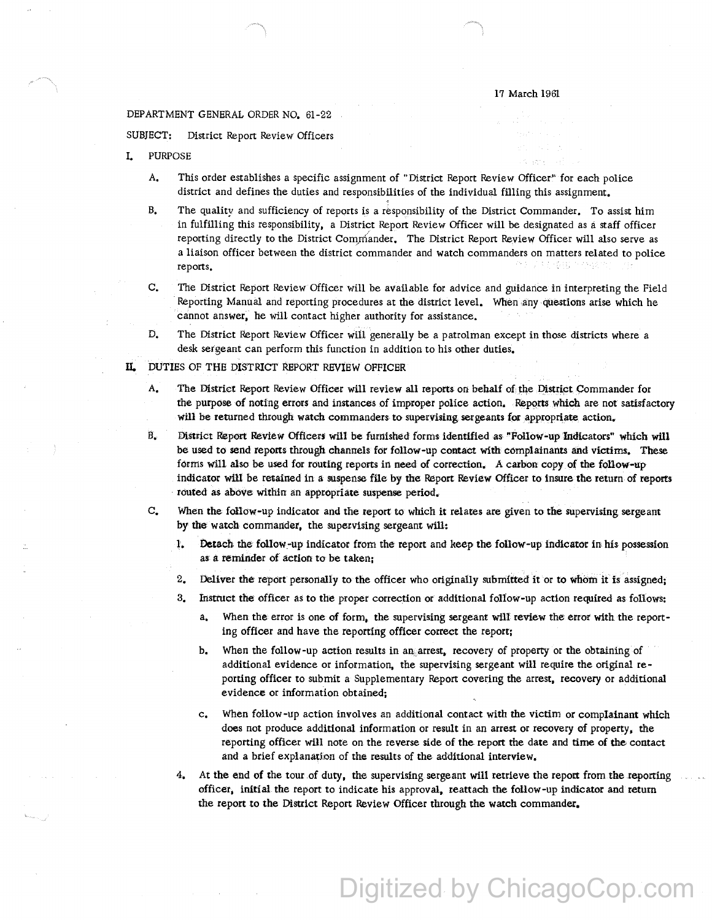17 March 1961

DEPARTMENT GENERAL ORDER NO. 61-22

SUBJECT: District Report Review Officers

I. PURPOSE

A. This order establishes a specific assignment of "District Report Review Officer" for each police district and defines the duties and responsibilities of the individual filling this assignment.

B. The quality and sufficiency of reports is a responsibility of the District Commander. To assist him in fulfilling this responsibility, a District Report Review Officer will be designated as a staff officer reporting directly to the District Commander. The District Report Review Officer will also serve as a liaison officer between the district commander and watch commanders on matters related to police reports.

C. The District Report Review Officer will be available for advice and guidance in interpreting the Field Reporting Manual and reporting procedures at the district level. When any questions arise which he cannot answer, he will contact higher authority for assistance.

D. The District Report Review Officer will generally be a patrolman except in those districts where a desk sergeant can perform this function in addition to his other duties.

II. DUTIES OF THE DISTRICT REPORT REVIEW OFFICER

A. The District Report Review Officer will review all reports on behalf of the District Commander for the purpose of noting errors and instances of improper police action. Reports which are not satisfactory will be returned through watch commanders to supervising sergeants for appropriate action.

B. District Report Review Officers will be furnished forms identified as "Follow-up Indicators" which will be used to send reports through channels for follow-up contact with complainants and victims. These forms will also be used for routing reports in need of correction. A carbon copy of the follow-up indicator will be retained in a suspense file by the Report Review Officer to insure the return of reports routed as above within an appropriate suspense period.

C. When the follow-up indicator and the report to which it relates are given to the supervising sergeant by the watch commander, the supervising sergeant will:

1. Detach the follow-up indicator from the report and keep the follow-up indicator in his possession as a reminder of action to be taken;

2. Deliver the report personally to the officer who originally submitted it or to whom it is assigned;

3. Instruct the officer as to the proper correction or additional follow-up action required as follows:

   a. When the error is one of form, the supervising sergeant will review the error with the reporting officer and have the reporting officer correct the report;

   b. When the follow-up action results in an arrest, recovery of property or the obtaining of additional evidence or information, the supervising sergeant will require the original reporting officer to submit a Supplementary Report covering the arrest, recovery or additional evidence or information obtained;

   c. When follow-up action involves an additional contact with the victim or complainant which does not produce additional information or result in an arrest or recovery of property, the reporting officer will note on the reverse side of the report the date and time of the contact and a brief explanation of the results of the additional interview.

4. At the end of the tour of duty, the supervising sergeant will retrieve the report from the reporting officer, initial the report to indicate his approval, reattach the follow-up indicator and return the report to the District Report Review Officer through the watch commander.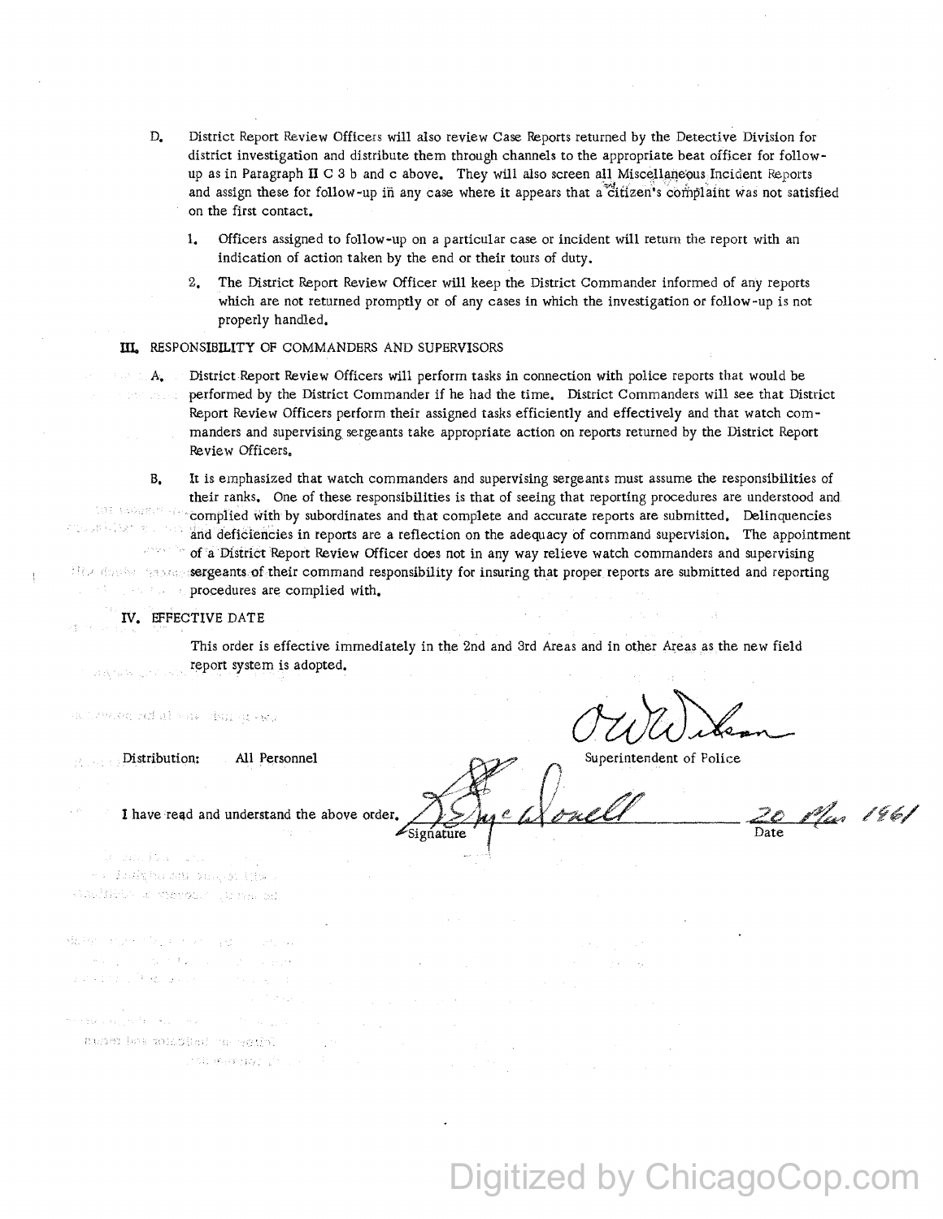D. District Report Review Officers will also review Case Reports returned by the Detective Division for district investigation and distribute them through channels to the appropriate beat officer for follow-up as in Paragraph II C 3 b and c above. They will also screen all Miscellaneous Incident Reports and assign these for follow-up in any case where it appears that a citizen's complaint was not satisfied on the first contact.

1. Officers assigned to follow-up on a particular case or incident will return the report with an indication of action taken by the end or their tours of duty.

2. The District Report Review Officer will keep the District Commander informed of any reports which are not returned promptly or of any cases in which the investigation or follow-up is not properly handled.

## III. RESPONSIBILITY OF COMMANDERS AND SUPERVISORS

A. District Report Review Officers will perform tasks in connection with police reports that would be performed by the District Commander if he had the time. District Commanders will see that District Report Review Officers perform their assigned tasks efficiently and effectively and that watch commanders and supervising sergeants take appropriate action on reports returned by the District Report Review Officers.

B. It is emphasized that watch commanders and supervising sergeants must assume the responsibilities of their ranks. One of these responsibilities is that of seeing that reporting procedures are understood and complied with by subordinates and that complete and accurate reports are submitted. Delinquencies and deficiencies in reports are a reflection on the adequacy of command supervision. The appointment of a District Report Review Officer does not in any way relieve watch commanders and supervising sergeants of their command responsibility for insuring that proper reports are submitted and reporting procedures are complied with.

## IV. EFFECTIVE DATE

This order is effective immediately in the 2nd and 3rd Areas and in other Areas as the new field report system is adopted.

O. W. Wilson
Superintendent of Police

Distribution: All Personnel

I have read and understand the above order. D. J. McDonell (Signature) 20 Mar 1961 (Date)